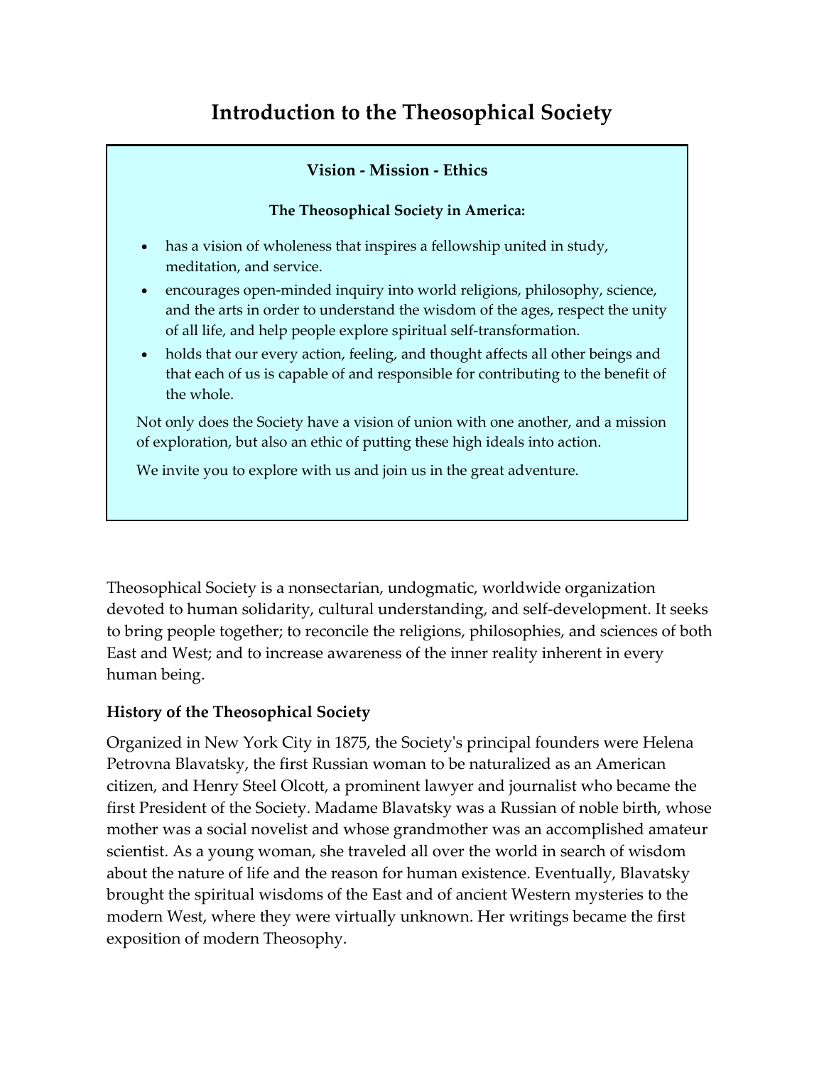# Introduction to the Theosophical Society

**Vision - Mission - Ethics**

**The Theosophical Society in America:**

- has a vision of wholeness that inspires a fellowship united in study, meditation, and service.
- encourages open-minded inquiry into world religions, philosophy, science, and the arts in order to understand the wisdom of the ages, respect the unity of all life, and help people explore spiritual self-transformation.
- holds that our every action, feeling, and thought affects all other beings and that each of us is capable of and responsible for contributing to the benefit of the whole.

Not only does the Society have a vision of union with one another, and a mission of exploration, but also an ethic of putting these high ideals into action.

We invite you to explore with us and join us in the great adventure.

Theosophical Society is a nonsectarian, undogmatic, worldwide organization devoted to human solidarity, cultural understanding, and self-development. It seeks to bring people together; to reconcile the religions, philosophies, and sciences of both East and West; and to increase awareness of the inner reality inherent in every human being.

### History of the Theosophical Society

Organized in New York City in 1875, the Society's principal founders were Helena Petrovna Blavatsky, the first Russian woman to be naturalized as an American citizen, and Henry Steel Olcott, a prominent lawyer and journalist who became the first President of the Society. Madame Blavatsky was a Russian of noble birth, whose mother was a social novelist and whose grandmother was an accomplished amateur scientist. As a young woman, she traveled all over the world in search of wisdom about the nature of life and the reason for human existence. Eventually, Blavatsky brought the spiritual wisdoms of the East and of ancient Western mysteries to the modern West, where they were virtually unknown. Her writings became the first exposition of modern Theosophy.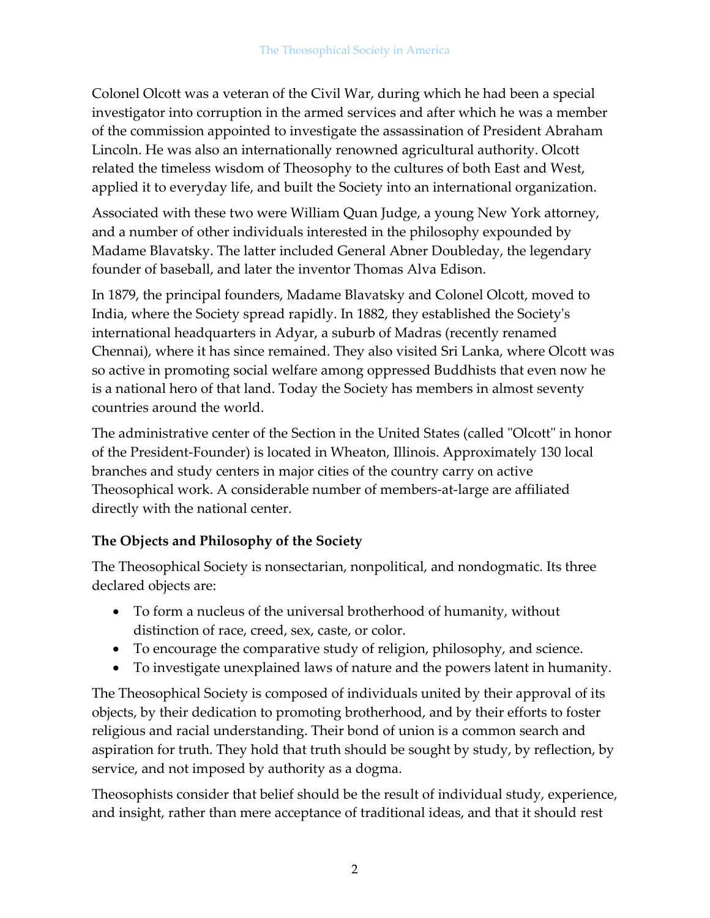Colonel Olcott was a veteran of the Civil War, during which he had been a special investigator into corruption in the armed services and after which he was a member of the commission appointed to investigate the assassination of President Abraham Lincoln. He was also an internationally renowned agricultural authority. Olcott related the timeless wisdom of Theosophy to the cultures of both East and West, applied it to everyday life, and built the Society into an international organization.

Associated with these two were William Quan Judge, a young New York attorney, and a number of other individuals interested in the philosophy expounded by Madame Blavatsky. The latter included General Abner Doubleday, the legendary founder of baseball, and later the inventor Thomas Alva Edison.

In 1879, the principal founders, Madame Blavatsky and Colonel Olcott, moved to India, where the Society spread rapidly. In 1882, they established the Society's international headquarters in Adyar, a suburb of Madras (recently renamed Chennai), where it has since remained. They also visited Sri Lanka, where Olcott was so active in promoting social welfare among oppressed Buddhists that even now he is a national hero of that land. Today the Society has members in almost seventy countries around the world.

The administrative center of the Section in the United States (called "Olcott" in honor of the President-Founder) is located in Wheaton, Illinois. Approximately 130 local branches and study centers in major cities of the country carry on active Theosophical work. A considerable number of members-at-large are affiliated directly with the national center.

### The Objects and Philosophy of the Society

The Theosophical Society is nonsectarian, nonpolitical, and nondogmatic. Its three declared objects are:

- To form a nucleus of the universal brotherhood of humanity, without distinction of race, creed, sex, caste, or color.
- To encourage the comparative study of religion, philosophy, and science.
- To investigate unexplained laws of nature and the powers latent in humanity.

The Theosophical Society is composed of individuals united by their approval of its objects, by their dedication to promoting brotherhood, and by their efforts to foster religious and racial understanding. Their bond of union is a common search and aspiration for truth. They hold that truth should be sought by study, by reflection, by service, and not imposed by authority as a dogma.

Theosophists consider that belief should be the result of individual study, experience, and insight, rather than mere acceptance of traditional ideas, and that it should rest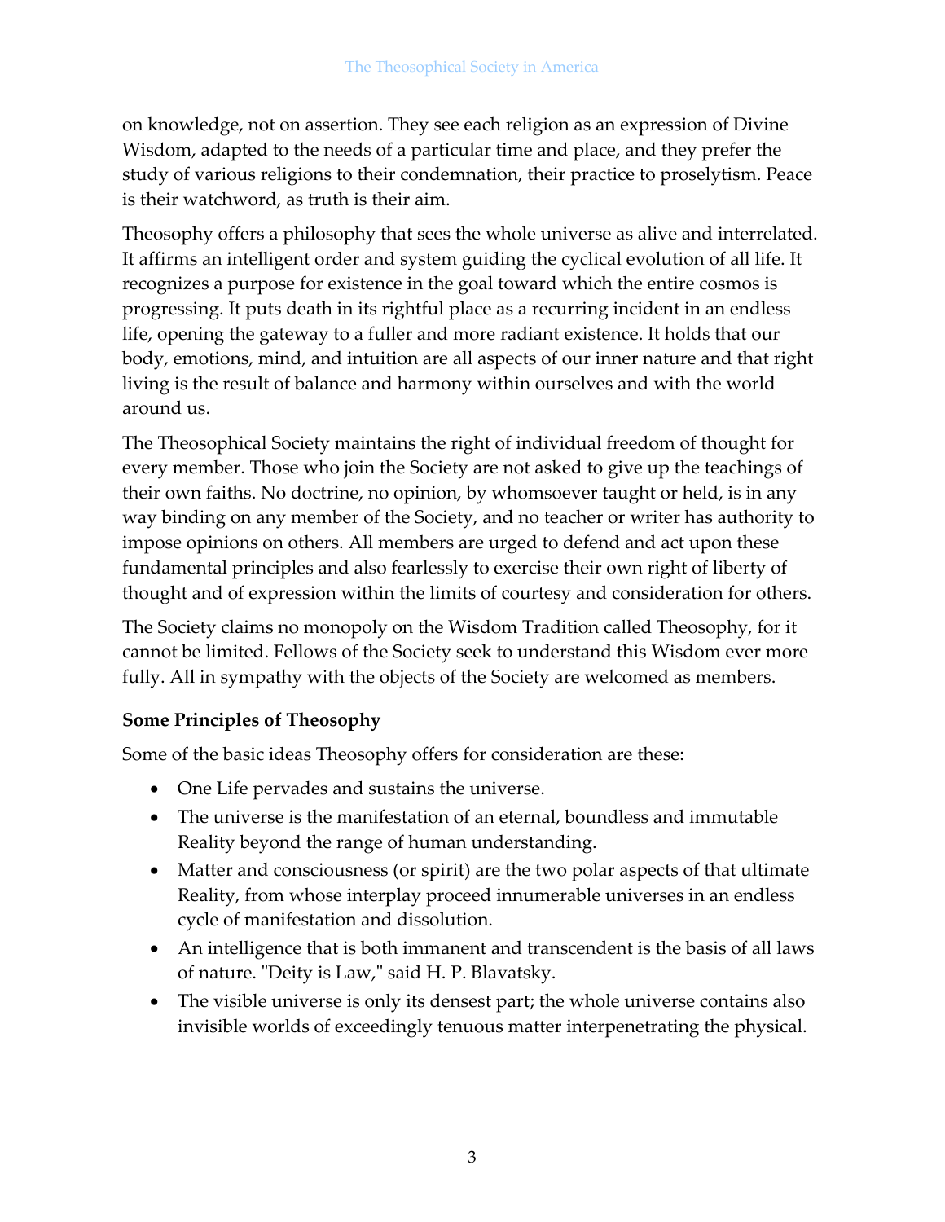on knowledge, not on assertion. They see each religion as an expression of Divine Wisdom, adapted to the needs of a particular time and place, and they prefer the study of various religions to their condemnation, their practice to proselytism. Peace is their watchword, as truth is their aim.

Theosophy offers a philosophy that sees the whole universe as alive and interrelated. It affirms an intelligent order and system guiding the cyclical evolution of all life. It recognizes a purpose for existence in the goal toward which the entire cosmos is progressing. It puts death in its rightful place as a recurring incident in an endless life, opening the gateway to a fuller and more radiant existence. It holds that our body, emotions, mind, and intuition are all aspects of our inner nature and that right living is the result of balance and harmony within ourselves and with the world around us.

The Theosophical Society maintains the right of individual freedom of thought for every member. Those who join the Society are not asked to give up the teachings of their own faiths. No doctrine, no opinion, by whomsoever taught or held, is in any way binding on any member of the Society, and no teacher or writer has authority to impose opinions on others. All members are urged to defend and act upon these fundamental principles and also fearlessly to exercise their own right of liberty of thought and of expression within the limits of courtesy and consideration for others.

The Society claims no monopoly on the Wisdom Tradition called Theosophy, for it cannot be limited. Fellows of the Society seek to understand this Wisdom ever more fully. All in sympathy with the objects of the Society are welcomed as members.

### Some Principles of Theosophy

Some of the basic ideas Theosophy offers for consideration are these:

- One Life pervades and sustains the universe.
- The universe is the manifestation of an eternal, boundless and immutable Reality beyond the range of human understanding.
- Matter and consciousness (or spirit) are the two polar aspects of that ultimate Reality, from whose interplay proceed innumerable universes in an endless cycle of manifestation and dissolution.
- An intelligence that is both immanent and transcendent is the basis of all laws of nature. "Deity is Law," said H. P. Blavatsky.
- The visible universe is only its densest part; the whole universe contains also invisible worlds of exceedingly tenuous matter interpenetrating the physical.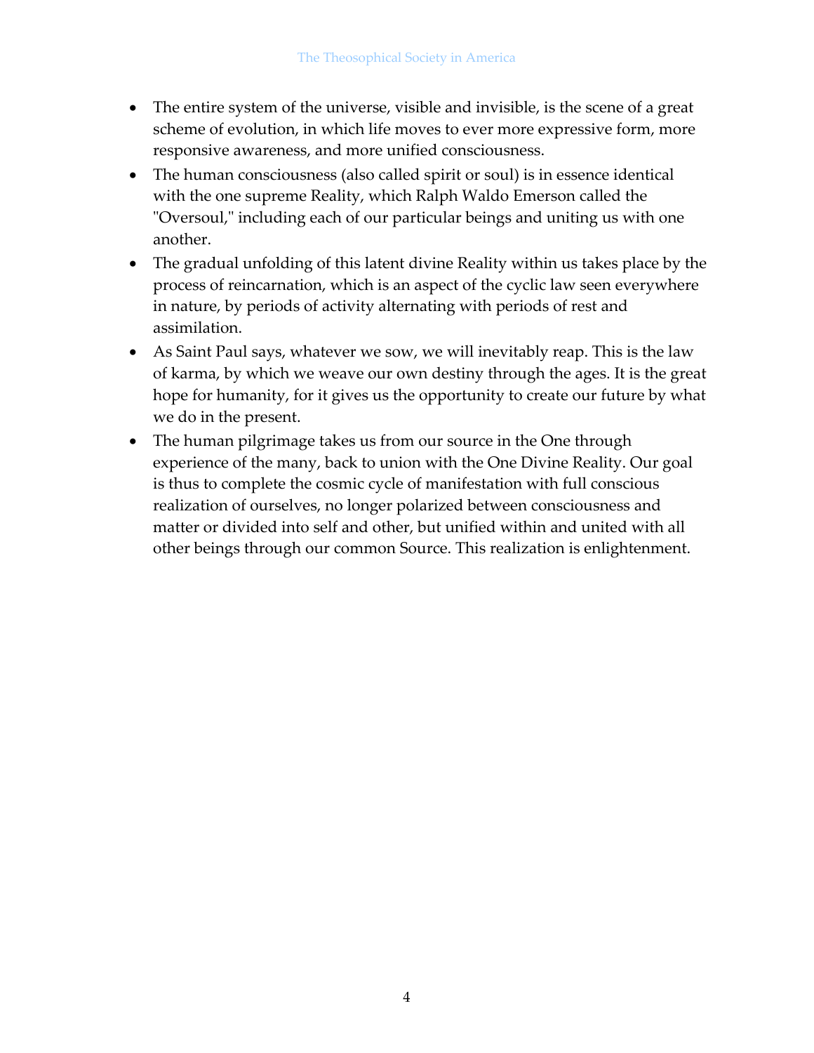- The entire system of the universe, visible and invisible, is the scene of a great scheme of evolution, in which life moves to ever more expressive form, more responsive awareness, and more unified consciousness.
- The human consciousness (also called spirit or soul) is in essence identical with the one supreme Reality, which Ralph Waldo Emerson called the "Oversoul," including each of our particular beings and uniting us with one another.
- The gradual unfolding of this latent divine Reality within us takes place by the process of reincarnation, which is an aspect of the cyclic law seen everywhere in nature, by periods of activity alternating with periods of rest and assimilation.
- As Saint Paul says, whatever we sow, we will inevitably reap. This is the law of karma, by which we weave our own destiny through the ages. It is the great hope for humanity, for it gives us the opportunity to create our future by what we do in the present.
- The human pilgrimage takes us from our source in the One through experience of the many, back to union with the One Divine Reality. Our goal is thus to complete the cosmic cycle of manifestation with full conscious realization of ourselves, no longer polarized between consciousness and matter or divided into self and other, but unified within and united with all other beings through our common Source. This realization is enlightenment.